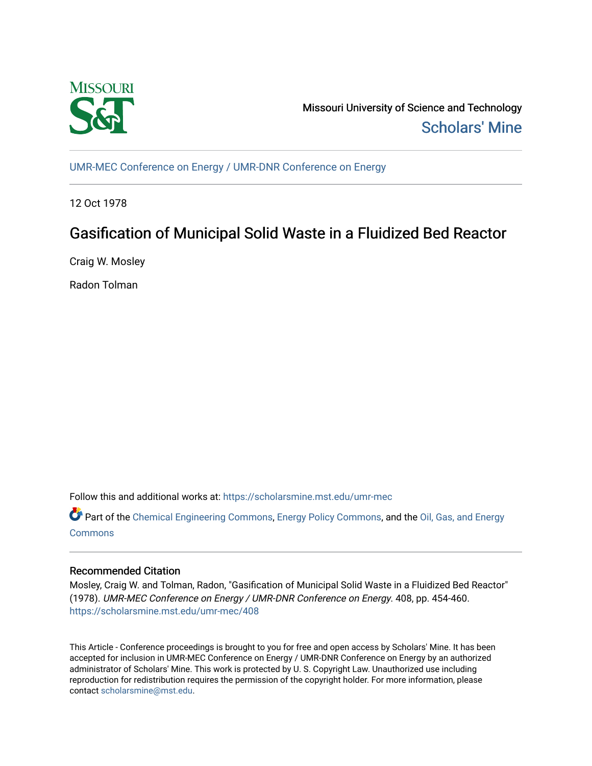Missouri University of Science and Technology

Scholars' Mine

UMR-MEC Conference on Energy / UMR-DNR Conference on Energy

12 Oct 1978

# Gasification of Municipal Solid Waste in a Fluidized Bed Reactor

Craig W. Mosley

Radon Tolman

Follow this and additional works at: https://scholarsmine.mst.edu/umr-mec

Part of the Chemical Engineering Commons, Energy Policy Commons, and the Oil, Gas, and Energy Commons

## Recommended Citation

Mosley, Craig W. and Tolman, Radon, "Gasification of Municipal Solid Waste in a Fluidized Bed Reactor" (1978). *UMR-MEC Conference on Energy / UMR-DNR Conference on Energy*. 408, pp. 454-460. https://scholarsmine.mst.edu/umr-mec/408

This Article - Conference proceedings is brought to you for free and open access by Scholars' Mine. It has been accepted for inclusion in UMR-MEC Conference on Energy / UMR-DNR Conference on Energy by an authorized administrator of Scholars' Mine. This work is protected by U. S. Copyright Law. Unauthorized use including reproduction for redistribution requires the permission of the copyright holder. For more information, please contact scholarsmine@mst.edu.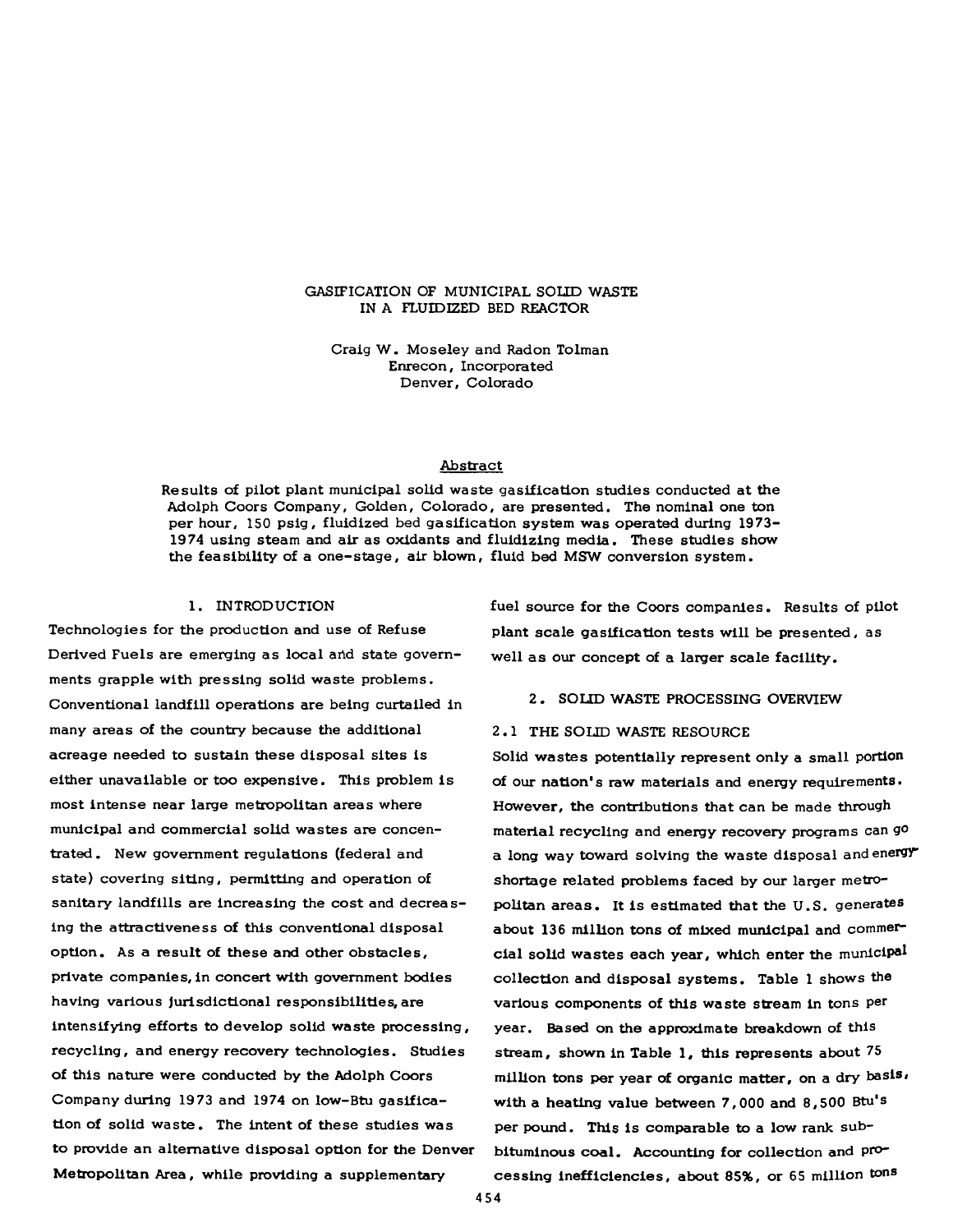# GASIFICATION OF MUNICIPAL SOLID WASTE IN A FLUIDIZED BED REACTOR

Craig W. Moseley and Radon Tolman
Enrecon, Incorporated
Denver, Colorado

## Abstract

Results of pilot plant municipal solid waste gasification studies conducted at the Adolph Coors Company, Golden, Colorado, are presented. The nominal one ton per hour, 150 psig, fluidized bed gasification system was operated during 1973-1974 using steam and air as oxidants and fluidizing media. These studies show the feasibility of a one-stage, air blown, fluid bed MSW conversion system.

## 1. INTRODUCTION

Technologies for the production and use of Refuse Derived Fuels are emerging as local and state governments grapple with pressing solid waste problems. Conventional landfill operations are being curtailed in many areas of the country because the additional acreage needed to sustain these disposal sites is either unavailable or too expensive. This problem is most intense near large metropolitan areas where municipal and commercial solid wastes are concentrated. New government regulations (federal and state) covering siting, permitting and operation of sanitary landfills are increasing the cost and decreasing the attractiveness of this conventional disposal option. As a result of these and other obstacles, private companies, in concert with government bodies having various jurisdictional responsibilities, are intensifying efforts to develop solid waste processing, recycling, and energy recovery technologies. Studies of this nature were conducted by the Adolph Coors Company during 1973 and 1974 on low-Btu gasification of solid waste. The intent of these studies was to provide an alternative disposal option for the Denver Metropolitan Area, while providing a supplementary fuel source for the Coors companies. Results of pilot plant scale gasification tests will be presented, as well as our concept of a larger scale facility.

## 2. SOLID WASTE PROCESSING OVERVIEW

### 2.1 THE SOLID WASTE RESOURCE

Solid wastes potentially represent only a small portion of our nation's raw materials and energy requirements. However, the contributions that can be made through material recycling and energy recovery programs can go a long way toward solving the waste disposal and energy-shortage related problems faced by our larger metropolitan areas. It is estimated that the U.S. generates about 136 million tons of mixed municipal and commercial solid wastes each year, which enter the municipal collection and disposal systems. Table 1 shows the various components of this waste stream in tons per year. Based on the approximate breakdown of this stream, shown in Table 1, this represents about 75 million tons per year of organic matter, on a dry basis, with a heating value between 7,000 and 8,500 Btu's per pound. This is comparable to a low rank sub-bituminous coal. Accounting for collection and processing inefficiencies, about 85%, or 65 million tons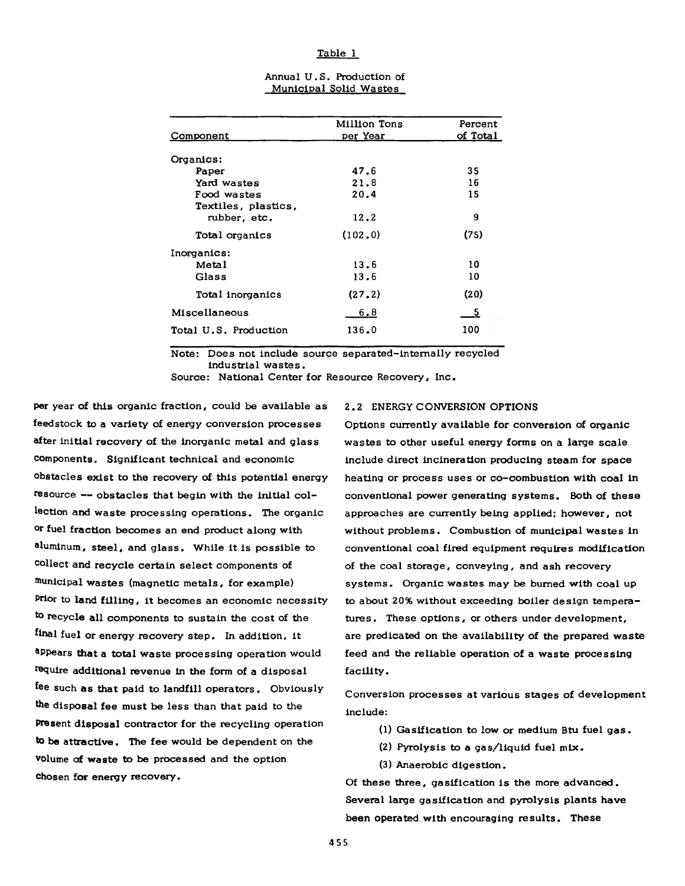Table 1

Annual U.S. Production of Municipal Solid Wastes

| Component | Million Tons per Year | Percent of Total |
|---|---|---|
| Organics: | | |
| Paper | 47.6 | 35 |
| Yard wastes | 21.8 | 16 |
| Food wastes | 20.4 | 15 |
| Textiles, plastics, rubber, etc. | 12.2 | 9 |
| Total organics | (102.0) | (75) |
| Inorganics: | | |
| Metal | 13.6 | 10 |
| Glass | 13.6 | 10 |
| Total inorganics | (27.2) | (20) |
| Miscellaneous | 6.8 | 5 |
| Total U.S. Production | 136.0 | 100 |

Note: Does not include source separated-internally recycled industrial wastes.
Source: National Center for Resource Recovery, Inc.

per year of this organic fraction, could be available as feedstock to a variety of energy conversion processes after initial recovery of the inorganic metal and glass components. Significant technical and economic obstacles exist to the recovery of this potential energy resource -- obstacles that begin with the initial collection and waste processing operations. The organic or fuel fraction becomes an end product along with aluminum, steel, and glass. While it is possible to collect and recycle certain select components of municipal wastes (magnetic metals, for example) prior to land filling, it becomes an economic necessity to recycle all components to sustain the cost of the final fuel or energy recovery step. In addition, it appears that a total waste processing operation would require additional revenue in the form of a disposal fee such as that paid to landfill operators. Obviously the disposal fee must be less than that paid to the present disposal contractor for the recycling operation to be attractive. The fee would be dependent on the volume of waste to be processed and the option chosen for energy recovery.

## 2.2 ENERGY CONVERSION OPTIONS

Options currently available for conversion of organic wastes to other useful energy forms on a large scale include direct incineration producing steam for space heating or process uses or co-combustion with coal in conventional power generating systems. Both of these approaches are currently being applied; however, not without problems. Combustion of municipal wastes in conventional coal fired equipment requires modification of the coal storage, conveying, and ash recovery systems. Organic wastes may be burned with coal up to about 20% without exceeding boiler design temperatures. These options, or others under development, are predicated on the availability of the prepared waste feed and the reliable operation of a waste processing facility.

Conversion processes at various stages of development include:

(1) Gasification to low or medium Btu fuel gas.

(2) Pyrolysis to a gas/liquid fuel mix.

(3) Anaerobic digestion.

Of these three, gasification is the more advanced. Several large gasification and pyrolysis plants have been operated with encouraging results. These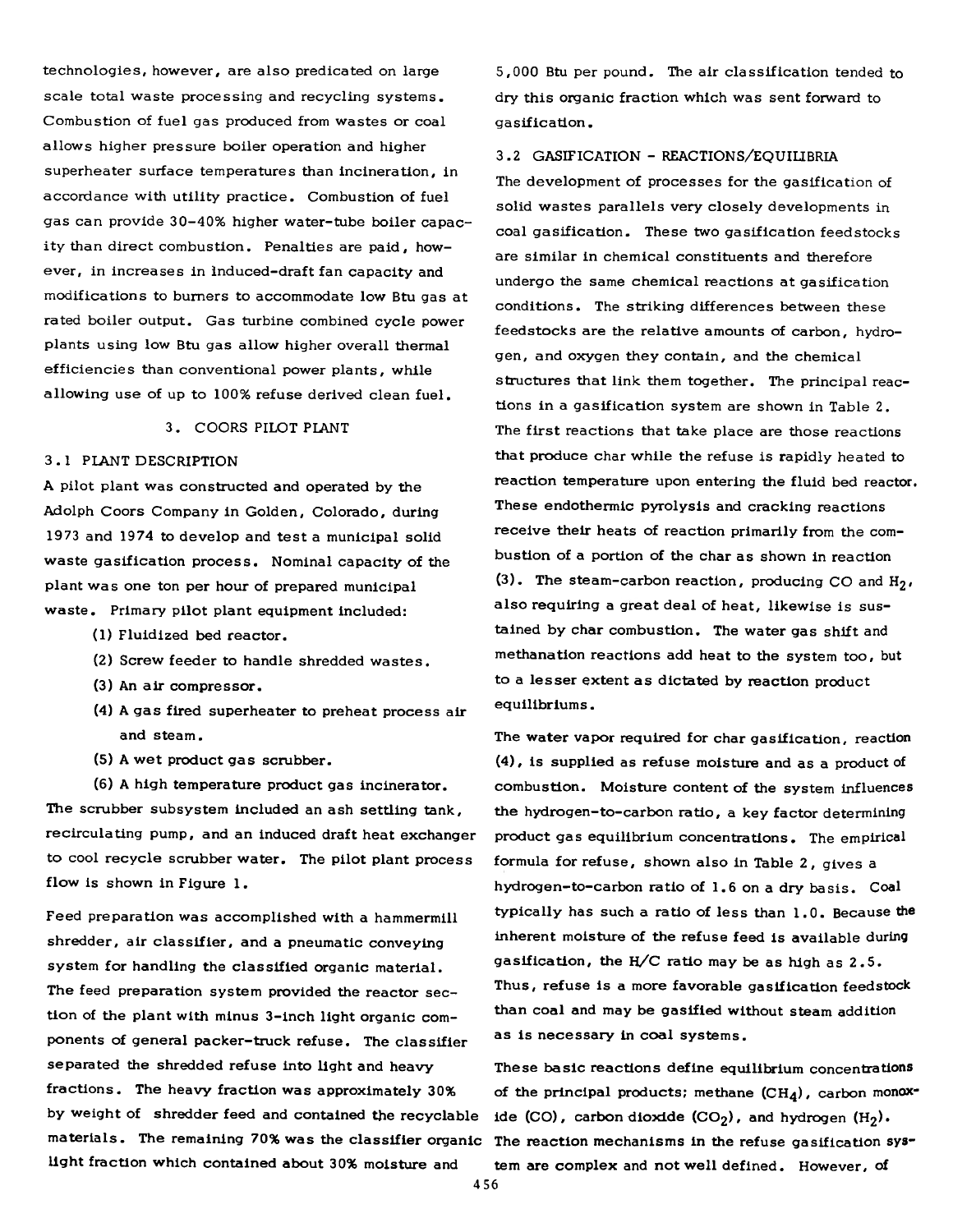technologies, however, are also predicated on large scale total waste processing and recycling systems. Combustion of fuel gas produced from wastes or coal allows higher pressure boiler operation and higher superheater surface temperatures than incineration, in accordance with utility practice. Combustion of fuel gas can provide 30-40% higher water-tube boiler capacity than direct combustion. Penalties are paid, however, in increases in induced-draft fan capacity and modifications to burners to accommodate low Btu gas at rated boiler output. Gas turbine combined cycle power plants using low Btu gas allow higher overall thermal efficiencies than conventional power plants, while allowing use of up to 100% refuse derived clean fuel.

## 3. COORS PILOT PLANT

### 3.1 PLANT DESCRIPTION

A pilot plant was constructed and operated by the Adolph Coors Company in Golden, Colorado, during 1973 and 1974 to develop and test a municipal solid waste gasification process. Nominal capacity of the plant was one ton per hour of prepared municipal waste. Primary pilot plant equipment included:

(1) Fluidized bed reactor.

(2) Screw feeder to handle shredded wastes.

(3) An air compressor.

(4) A gas fired superheater to preheat process air and steam.

(5) A wet product gas scrubber.

(6) A high temperature product gas incinerator.

The scrubber subsystem included an ash settling tank, recirculating pump, and an induced draft heat exchanger to cool recycle scrubber water. The pilot plant process flow is shown in Figure 1.

Feed preparation was accomplished with a hammermill shredder, air classifier, and a pneumatic conveying system for handling the classified organic material. The feed preparation system provided the reactor section of the plant with minus 3-inch light organic components of general packer-truck refuse. The classifier separated the shredded refuse into light and heavy fractions. The heavy fraction was approximately 30% by weight of shredder feed and contained the recyclable materials. The remaining 70% was the classifier organic light fraction which contained about 30% moisture and 5,000 Btu per pound. The air classification tended to dry this organic fraction which was sent forward to gasification.

### 3.2 GASIFICATION - REACTIONS/EQUILIBRIA

The development of processes for the gasification of solid wastes parallels very closely developments in coal gasification. These two gasification feedstocks are similar in chemical constituents and therefore undergo the same chemical reactions at gasification conditions. The striking differences between these feedstocks are the relative amounts of carbon, hydrogen, and oxygen they contain, and the chemical structures that link them together. The principal reactions in a gasification system are shown in Table 2. The first reactions that take place are those reactions that produce char while the refuse is rapidly heated to reaction temperature upon entering the fluid bed reactor. These endothermic pyrolysis and cracking reactions receive their heats of reaction primarily from the combustion of a portion of the char as shown in reaction (3). The steam-carbon reaction, producing CO and $H_2$, also requiring a great deal of heat, likewise is sustained by char combustion. The water gas shift and methanation reactions add heat to the system too, but to a lesser extent as dictated by reaction product equilibriums.

The water vapor required for char gasification, reaction (4), is supplied as refuse moisture and as a product of combustion. Moisture content of the system influences the hydrogen-to-carbon ratio, a key factor determining product gas equilibrium concentrations. The empirical formula for refuse, shown also in Table 2, gives a hydrogen-to-carbon ratio of 1.6 on a dry basis. Coal typically has such a ratio of less than 1.0. Because the inherent moisture of the refuse feed is available during gasification, the H/C ratio may be as high as 2.5. Thus, refuse is a more favorable gasification feedstock than coal and may be gasified without steam addition as is necessary in coal systems.

These basic reactions define equilibrium concentrations of the principal products; methane ($CH_4$), carbon monoxide (CO), carbon dioxide ($CO_2$), and hydrogen ($H_2$). The reaction mechanisms in the refuse gasification system are complex and not well defined. However, of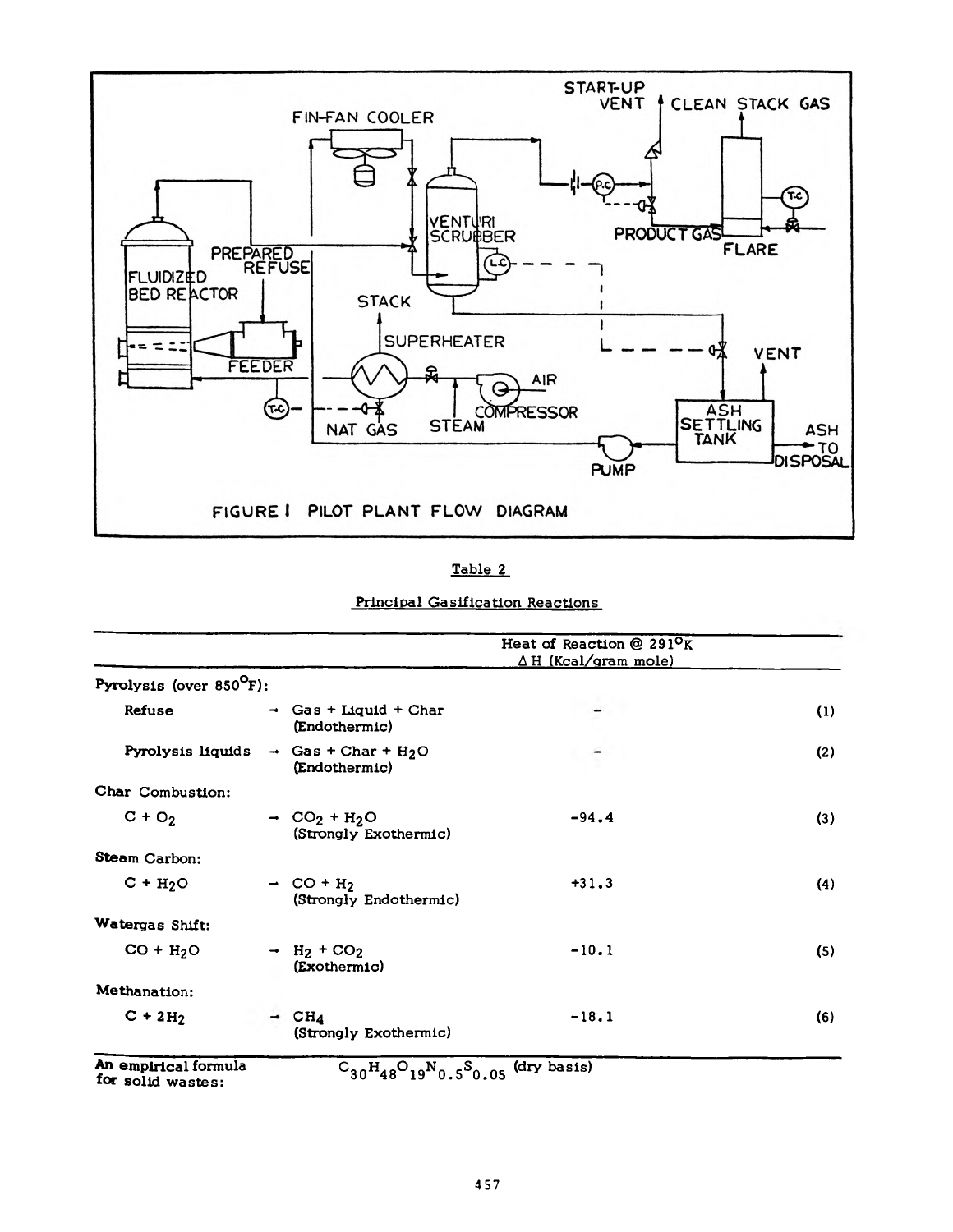FIGURE I PILOT PLANT FLOW DIAGRAM

Table 2

Principal Gasification Reactions

| | | Heat of Reaction @ 291°K ΔH (Kcal/gram mole) | |
|---|---|---|---|
| **Pyrolysis** (over 850°F): | | | |
| Refuse | → Gas + Liquid + Char (Endothermic) | - | (1) |
| Pyrolysis liquids | → Gas + Char + $H_2O$ (Endothermic) | - | (2) |
| **Char** Combustion: | | | |
| $C + O_2$ | → $CO_2 + H_2O$ (Strongly Exothermic) | -94.4 | (3) |
| **Steam** Carbon: | | | |
| $C + H_2O$ | → $CO + H_2$ (Strongly Endothermic) | +31.3 | (4) |
| **Watergas** Shift: | | | |
| $CO + H_2O$ | → $H_2 + CO_2$ (Exothermic) | -10.1 | (5) |
| **Methanation:** | | | |
| $C + 2H_2$ | → $CH_4$ (Strongly Exothermic) | -18.1 | (6) |
| **An empirical formula for solid wastes:** | $C_{30}H_{48}O_{19}N_{0.5}S_{0.05}$ (dry basis) | | |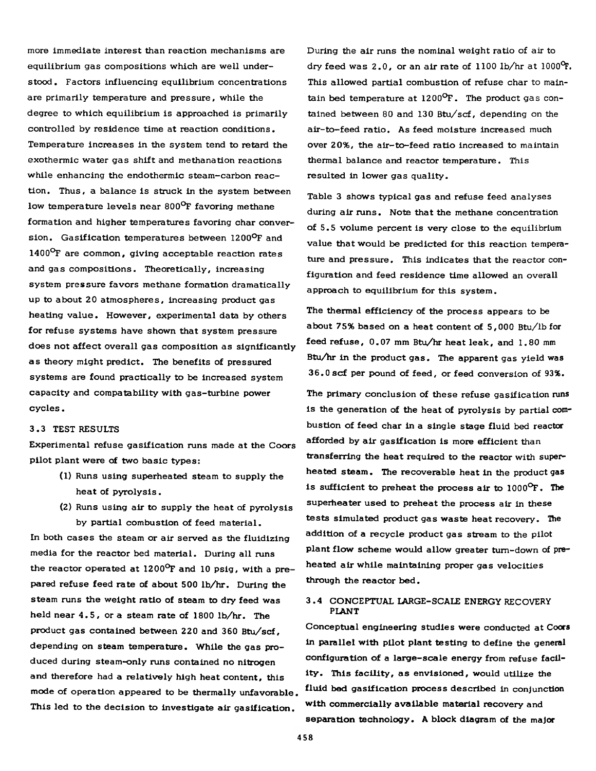more immediate interest than reaction mechanisms are equilibrium gas compositions which are well understood. Factors influencing equilibrium concentrations are primarily temperature and pressure, while the degree to which equilibrium is approached is primarily controlled by residence time at reaction conditions. Temperature increases in the system tend to retard the exothermic water gas shift and methanation reactions while enhancing the endothermic steam-carbon reaction. Thus, a balance is struck in the system between low temperature levels near 800°F favoring methane formation and higher temperatures favoring char conversion. Gasification temperatures between 1200°F and 1400°F are common, giving acceptable reaction rates and gas compositions. Theoretically, increasing system pressure favors methane formation dramatically up to about 20 atmospheres, increasing product gas heating value. However, experimental data by others for refuse systems have shown that system pressure does not affect overall gas composition as significantly as theory might predict. The benefits of pressured systems are found practically to be increased system capacity and compatability with gas-turbine power cycles.

### 3.3 TEST RESULTS

Experimental refuse gasification runs made at the Coors pilot plant were of two basic types:

(1) Runs using superheated steam to supply the heat of pyrolysis.

(2) Runs using air to supply the heat of pyrolysis by partial combustion of feed material.

In both cases the steam or air served as the fluidizing media for the reactor bed material. During all runs the reactor operated at 1200°F and 10 psig, with a prepared refuse feed rate of about 500 lb/hr. During the steam runs the weight ratio of steam to dry feed was held near 4.5, or a steam rate of 1800 lb/hr. The product gas contained between 220 and 360 Btu/scf, depending on steam temperature. While the gas produced during steam-only runs contained no nitrogen and therefore had a relatively high heat content, this mode of operation appeared to be thermally unfavorable. This led to the decision to investigate air gasification.

During the air runs the nominal weight ratio of air to dry feed was 2.0, or an air rate of 1100 lb/hr at 1000°F. This allowed partial combustion of refuse char to maintain bed temperature at 1200°F. The product gas contained between 80 and 130 Btu/scf, depending on the air-to-feed ratio. As feed moisture increased much over 20%, the air-to-feed ratio increased to maintain thermal balance and reactor temperature. This resulted in lower gas quality.

Table 3 shows typical gas and refuse feed analyses during air runs. Note that the methane concentration of 5.5 volume percent is very close to the equilibrium value that would be predicted for this reaction temperature and pressure. This indicates that the reactor configuration and feed residence time allowed an overall approach to equilibrium for this system.

The thermal efficiency of the process appears to be about 75% based on a heat content of 5,000 Btu/lb for feed refuse, 0.07 mm Btu/hr heat leak, and 1.80 mm Btu/hr in the product gas. The apparent gas yield was 36.0 scf per pound of feed, or feed conversion of 93%.

The primary conclusion of these refuse gasification runs is the generation of the heat of pyrolysis by partial combustion of feed char in a single stage fluid bed reactor afforded by air gasification is more efficient than transferring the heat required to the reactor with superheated steam. The recoverable heat in the product gas is sufficient to preheat the process air to 1000°F. The superheater used to preheat the process air in these tests simulated product gas waste heat recovery. The addition of a recycle product gas stream to the pilot plant flow scheme would allow greater turn-down of preheated air while maintaining proper gas velocities through the reactor bed.

### 3.4 CONCEPTUAL LARGE-SCALE ENERGY RECOVERY PLANT

Conceptual engineering studies were conducted at Coors in parallel with pilot plant testing to define the general configuration of a large-scale energy from refuse facility. This facility, as envisioned, would utilize the fluid bed gasification process described in conjunction with commercially available material recovery and separation technology. A block diagram of the major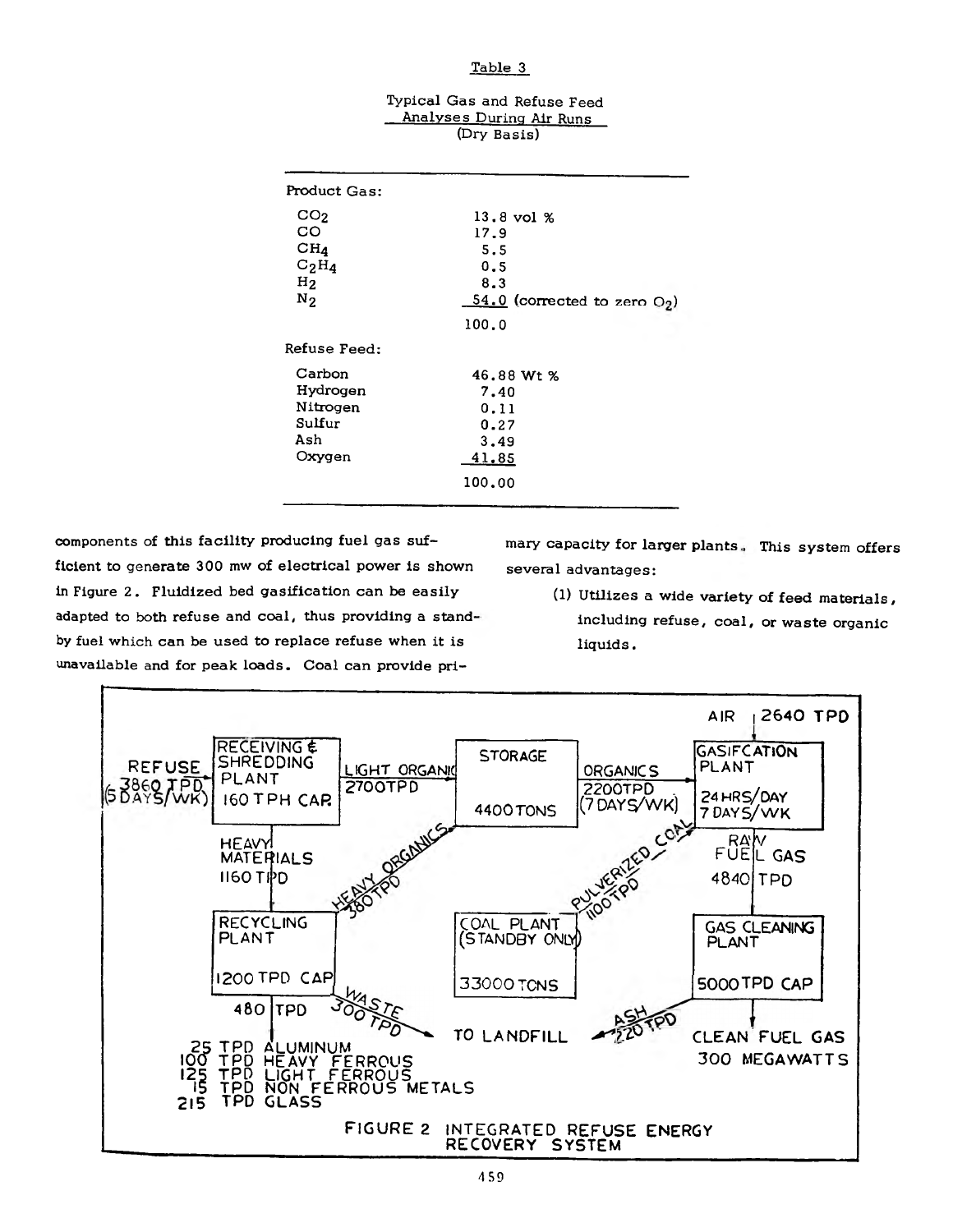Table 3

Typical Gas and Refuse Feed Analyses During Air Runs (Dry Basis)

| | |
|---|---|
| **Product Gas:** | |
| $CO_2$ | 13.8 vol % |
| CO | 17.9 |
| $CH_4$ | 5.5 |
| $C_2H_4$ | 0.5 |
| $H_2$ | 8.3 |
| $N_2$ | 54.0 (corrected to zero $O_2$) |
| | 100.0 |
| **Refuse Feed:** | |
| Carbon | 46.88 Wt % |
| Hydrogen | 7.40 |
| Nitrogen | 0.11 |
| Sulfur | 0.27 |
| Ash | 3.49 |
| Oxygen | 41.85 |
| | 100.00 |

components of this facility producing fuel gas sufficient to generate 300 mw of electrical power is shown in Figure 2. Fluidized bed gasification can be easily adapted to both refuse and coal, thus providing a standby fuel which can be used to replace refuse when it is unavailable and for peak loads. Coal can provide primary capacity for larger plants. This system offers several advantages:

(1) Utilizes a wide variety of feed materials, including refuse, coal, or waste organic liquids.

REFUSE 3860 TPD (5 DAYS/WK) → RECEIVING & SHREDDING PLANT 160 TPH CAP.

RECEIVING & SHREDDING PLANT → LIGHT ORGANIC 2700 TPD → STORAGE 4400 TONS

RECEIVING & SHREDDING PLANT → HEAVY MATERIALS 1160 TPD → RECYCLING PLANT 1200 TPD CAP

RECYCLING PLANT → HEAVY ORGANICS 380 TPD → STORAGE

RECYCLING PLANT → WASTE 300 TPD → TO LANDFILL

RECYCLING PLANT → 480 TPD: 25 TPD ALUMINUM, 100 TPD HEAVY FERROUS, 125 TPD LIGHT FERROUS, 15 TPD NON FERROUS METALS, 215 TPD GLASS

STORAGE → ORGANICS 2200 TPD (7 DAYS/WK) → GASIFCATION PLANT 24 HRS/DAY 7 DAYS/WK

AIR 2640 TPD → GASIFCATION PLANT

COAL PLANT (STANDBY ONLY) 33000 TONS → PULVERIZED COAL 1100 TPD → GASIFCATION PLANT

GASIFCATION PLANT → RAW FUEL GAS 4840 TPD → GAS CLEANING PLANT 5000 TPD CAP

GAS CLEANING PLANT → ASH 220 TPD → TO LANDFILL

GAS CLEANING PLANT → CLEAN FUEL GAS 300 MEGAWATTS

FIGURE 2 INTEGRATED REFUSE ENERGY RECOVERY SYSTEM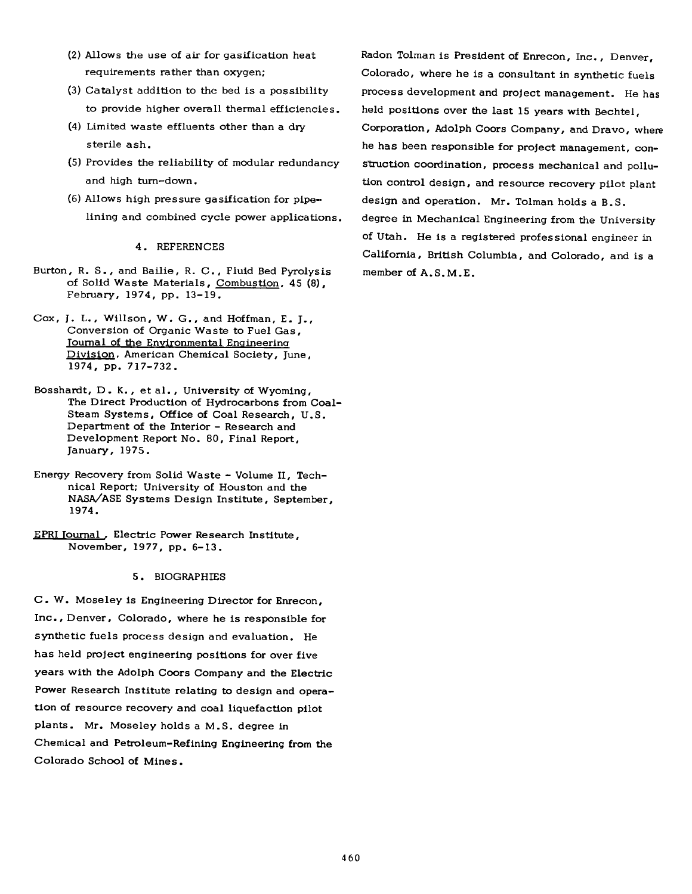(2) Allows the use of air for gasification heat requirements rather than oxygen;

(3) Catalyst addition to the bed is a possibility to provide higher overall thermal efficiencies.

(4) Limited waste effluents other than a dry sterile ash.

(5) Provides the reliability of modular redundancy and high turn-down.

(6) Allows high pressure gasification for pipe-lining and combined cycle power applications.

## 4. REFERENCES

Burton, R. S., and Bailie, R. C., Fluid Bed Pyrolysis of Solid Waste Materials, Combustion, 45 (8), February, 1974, pp. 13-19.

Cox, J. L., Willson, W. G., and Hoffman, E. J., Conversion of Organic Waste to Fuel Gas, Journal of the Environmental Engineering Division, American Chemical Society, June, 1974, pp. 717-732.

Bosshardt, D. K., et al., University of Wyoming, The Direct Production of Hydrocarbons from Coal-Steam Systems, Office of Coal Research, U.S. Department of the Interior - Research and Development Report No. 80, Final Report, January, 1975.

Energy Recovery from Solid Waste - Volume II, Technical Report; University of Houston and the NASA/ASE Systems Design Institute, September, 1974.

EPRI Journal, Electric Power Research Institute, November, 1977, pp. 6-13.

## 5. BIOGRAPHIES

C. W. Moseley is Engineering Director for Enrecon, Inc., Denver, Colorado, where he is responsible for synthetic fuels process design and evaluation. He has held project engineering positions for over five years with the Adolph Coors Company and the Electric Power Research Institute relating to design and operation of resource recovery and coal liquefaction pilot plants. Mr. Moseley holds a M.S. degree in Chemical and Petroleum-Refining Engineering from the Colorado School of Mines.

Radon Tolman is President of Enrecon, Inc., Denver, Colorado, where he is a consultant in synthetic fuels process development and project management. He has held positions over the last 15 years with Bechtel, Corporation, Adolph Coors Company, and Dravo, where he has been responsible for project management, construction coordination, process mechanical and pollution control design, and resource recovery pilot plant design and operation. Mr. Tolman holds a B.S. degree in Mechanical Engineering from the University of Utah. He is a registered professional engineer in California, British Columbia, and Colorado, and is a member of A.S.M.E.